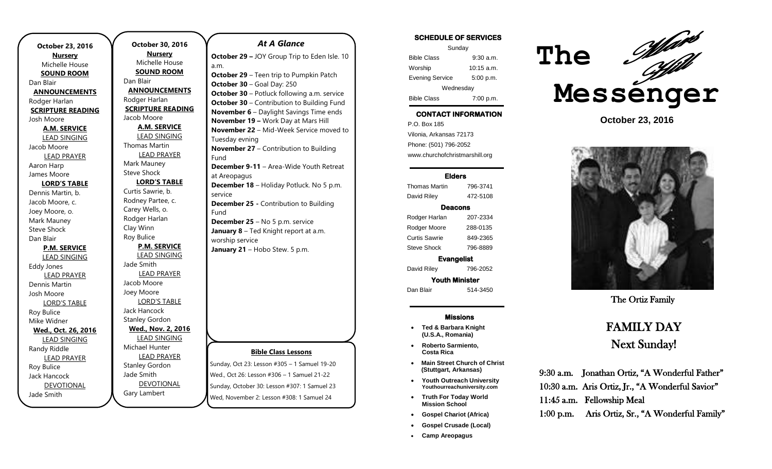**October 23, 2016**

**Nursery**

Michelle House

**SOUND ROOM**

Dan Blair

**ANNOUNCEMENTS**

Rodger Harlan

**SCRIPTURE READING**

Josh Moore

**A.M. SERVICE**

LEAD SINGING

Jacob Moore

LEAD PRAYER

Aaron Harp

James Moore

**LORD'S TABLE**

Dennis Martin, b.

Jacob Moore, c.

Joey Moore, o.

Mark Mauney

Steve Shock

Dan Blair

**P.M. SERVICE**

LEAD SINGING

Eddy Jones

LEAD PRAYER

Dennis Martin

Josh Moore

LORD'S TABLE

Roy Bulice

Mike Widner

**Wed., Oct. 26, 2016**

LEAD SINGING

Randy Riddle

LEAD PRAYER

Roy Bulice

Jack Hancock

DEVOTIONAL

Jade Smith

**October 30, 2016**

**Nursery**

Michelle House

**SOUND ROOM**

Dan Blair

**ANNOUNCEMENTS**

Rodger Harlan

**SCRIPTURE READING**

Jacob Moore

**A.M. SERVICE**

LEAD SINGING

Thomas Martin

LEAD PRAYER

Mark Mauney

Steve Shock

**LORD'S TABLE**

Curtis Sawrie, b.

Rodney Partee, c.

Carey Wells, o.

Rodger Harlan

Clay Winn

Roy Bulice

**P.M. SERVICE**

LEAD SINGING

Jade Smith

LEAD PRAYER

Jacob Moore

Joey Moore

LORD'S TABLE

Jack Hancock

Stanley Gordon

**Wed., Nov. 2, 2016**

LEAD SINGING

Michael Hunter

LEAD PRAYER

Stanley Gordon

Jade Smith

DEVOTIONAL

Gary Lambert

## *At A Glance*

**October 29 –** JOY Group Trip to Eden Isle. 10 a.m.

**October 29** – Teen trip to Pumpkin Patch

**October 30** – Goal Day: 250

**October 30** – Potluck following a.m. service

**October 30** – Contribution to Building Fund

**November 6** – Daylight Savings Time ends

**November 19 –** Work Day at Mars Hill

**November 22** – Mid-Week Service moved to Tuesday evning

**November 27** – Contribution to Building Fund

**December 9-11** – Area-Wide Youth Retreat at Areopagus

**December 18** – Holiday Potluck. No 5 p.m. service

**December 25 -** Contribution to Building Fund

**December 25** – No 5 p.m. service

**January 8** – Ted Knight report at a.m. worship service

**January 21** – Hobo Stew. 5 p.m.

**Bible Class Lessons**

Sunday, Oct 23: Lesson #305 – 1 Samuel 19-20

Wed., Oct 26: Lesson #306 – 1 Samuel 21-22

Sunday, October 30: Lesson #307: 1 Samuel 23

Wed, November 2: Lesson #308: 1 Samuel 24

**SCHEDULE OF SERVICES**

| Sunday | |
|---|---|
| Bible Class | 9:30 a.m. |
| Worship | 10:15 a.m. |
| Evening Service | 5:00 p.m. |
| Wednesday | |
| Bible Class | 7:00 p.m. |

**CONTACT INFORMATION**

P.O. Box 185

Vilonia, Arkansas 72173

Phone: (501) 796-2052

www.churchofchristmarshill.org

**Elders**

| | |
|---|---|
| Thomas Martin | 796-3741 |
| David Riley | 472-5108 |

**Deacons**

| | |
|---|---|
| Rodger Harlan | 207-2334 |
| Rodger Moore | 288-0135 |
| Curtis Sawrie | 849-2365 |
| Steve Shock | 796-8889 |

**Evangelist**

David Riley 796-2052

**Youth Minister**

Dan Blair 514-3450

**Missions**

- **Ted & Barbara Knight (U.S.A., Romania)**
- **Roberto Sarmiento, Costa Rica**
- **Main Street Church of Christ (Stuttgart, Arkansas)**
- **Youth Outreach University Youthourreachuniversity.com**
- **Truth For Today World Mission School**
- **Gospel Chariot (Africa)**
- **Gospel Crusade (Local)**
- **Camp Areopagus**

# The *Mars Hill* Messenger

**October 23, 2016**

The Ortiz Family

## FAMILY DAY Next Sunday!

9:30 a.m. Jonathan Ortiz, "A Wonderful Father"

10:30 a.m. Aris Ortiz, Jr., "A Wonderful Savior"

11:45 a.m. Fellowship Meal

1:00 p.m. Aris Ortiz, Sr., "A Wonderful Family"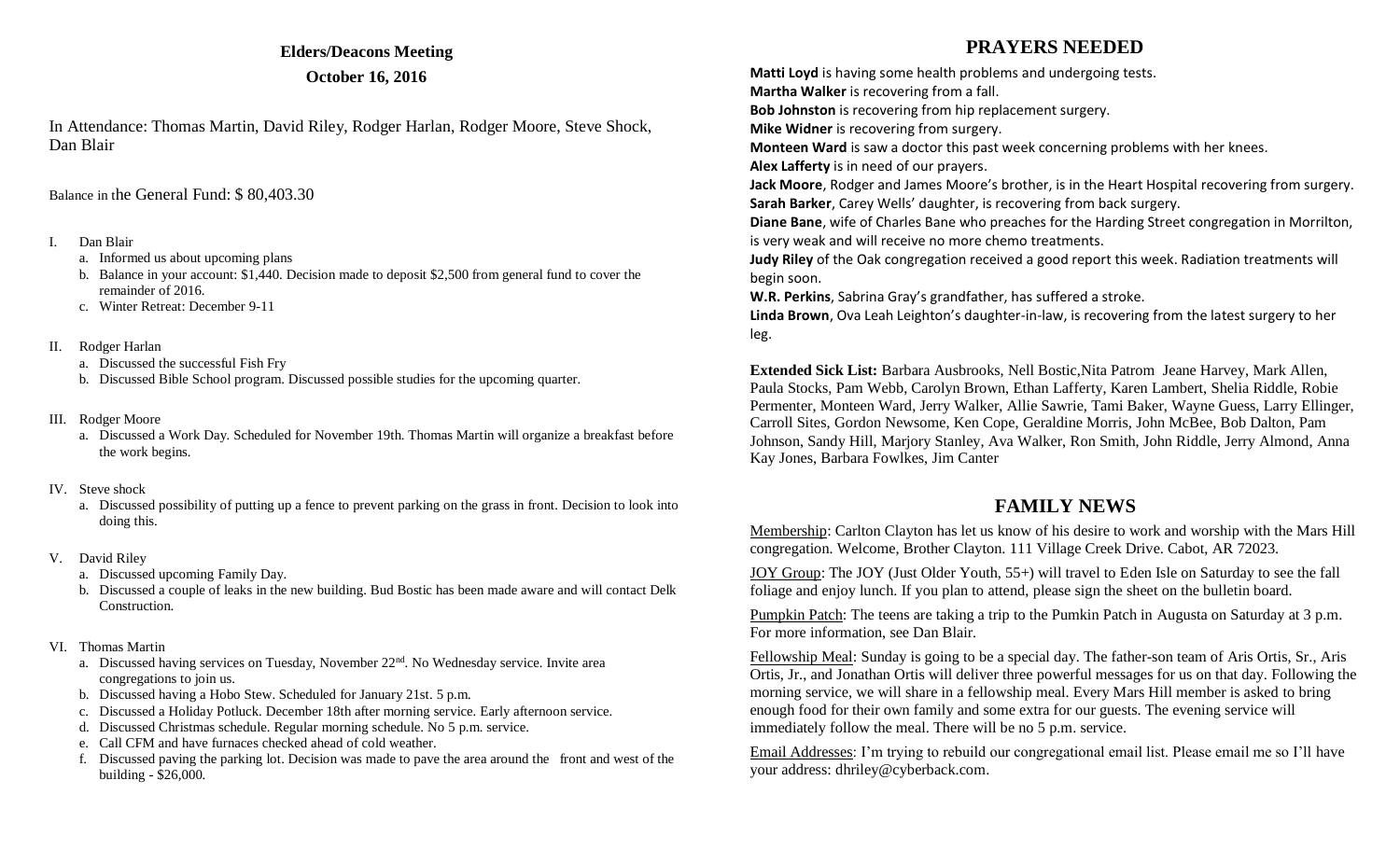## Elders/Deacons Meeting

### October 16, 2016

In Attendance: Thomas Martin, David Riley, Rodger Harlan, Rodger Moore, Steve Shock, Dan Blair

Balance in the General Fund: $ 80,403.30

I. Dan Blair
   a. Informed us about upcoming plans
   b. Balance in your account: $1,440. Decision made to deposit $2,500 from general fund to cover the remainder of 2016.
   c. Winter Retreat: December 9-11

II. Rodger Harlan
   a. Discussed the successful Fish Fry
   b. Discussed Bible School program. Discussed possible studies for the upcoming quarter.

III. Rodger Moore
   a. Discussed a Work Day. Scheduled for November 19th. Thomas Martin will organize a breakfast before the work begins.

IV. Steve shock
   a. Discussed possibility of putting up a fence to prevent parking on the grass in front. Decision to look into doing this.

V. David Riley
   a. Discussed upcoming Family Day.
   b. Discussed a couple of leaks in the new building. Bud Bostic has been made aware and will contact Delk Construction.

VI. Thomas Martin
   a. Discussed having services on Tuesday, November 22nd. No Wednesday service. Invite area congregations to join us.
   b. Discussed having a Hobo Stew. Scheduled for January 21st. 5 p.m.
   c. Discussed a Holiday Potluck. December 18th after morning service. Early afternoon service.
   d. Discussed Christmas schedule. Regular morning schedule. No 5 p.m. service.
   e. Call CFM and have furnaces checked ahead of cold weather.
   f. Discussed paving the parking lot. Decision was made to pave the area around the front and west of the building - $26,000.

## PRAYERS NEEDED

**Matti Loyd** is having some health problems and undergoing tests.
**Martha Walker** is recovering from a fall.
**Bob Johnston** is recovering from hip replacement surgery.
**Mike Widner** is recovering from surgery.
**Monteen Ward** is saw a doctor this past week concerning problems with her knees.
**Alex Lafferty** is in need of our prayers.
**Jack Moore**, Rodger and James Moore's brother, is in the Heart Hospital recovering from surgery.
**Sarah Barker**, Carey Wells' daughter, is recovering from back surgery.
**Diane Bane**, wife of Charles Bane who preaches for the Harding Street congregation in Morrilton, is very weak and will receive no more chemo treatments.
**Judy Riley** of the Oak congregation received a good report this week. Radiation treatments will begin soon.
**W.R. Perkins**, Sabrina Gray's grandfather, has suffered a stroke.
**Linda Brown**, Ova Leah Leighton's daughter-in-law, is recovering from the latest surgery to her leg.

**Extended Sick List:** Barbara Ausbrooks, Nell Bostic,Nita Patrom Jeane Harvey, Mark Allen, Paula Stocks, Pam Webb, Carolyn Brown, Ethan Lafferty, Karen Lambert, Shelia Riddle, Robie Permenter, Monteen Ward, Jerry Walker, Allie Sawrie, Tami Baker, Wayne Guess, Larry Ellinger, Carroll Sites, Gordon Newsome, Ken Cope, Geraldine Morris, John McBee, Bob Dalton, Pam Johnson, Sandy Hill, Marjory Stanley, Ava Walker, Ron Smith, John Riddle, Jerry Almond, Anna Kay Jones, Barbara Fowlkes, Jim Canter

## FAMILY NEWS

Membership: Carlton Clayton has let us know of his desire to work and worship with the Mars Hill congregation. Welcome, Brother Clayton. 111 Village Creek Drive. Cabot, AR 72023.

JOY Group: The JOY (Just Older Youth, 55+) will travel to Eden Isle on Saturday to see the fall foliage and enjoy lunch. If you plan to attend, please sign the sheet on the bulletin board.

Pumpkin Patch: The teens are taking a trip to the Pumkin Patch in Augusta on Saturday at 3 p.m. For more information, see Dan Blair.

Fellowship Meal: Sunday is going to be a special day. The father-son team of Aris Ortis, Sr., Aris Ortis, Jr., and Jonathan Ortis will deliver three powerful messages for us on that day. Following the morning service, we will share in a fellowship meal. Every Mars Hill member is asked to bring enough food for their own family and some extra for our guests. The evening service will immediately follow the meal. There will be no 5 p.m. service.

Email Addresses: I'm trying to rebuild our congregational email list. Please email me so I'll have your address: dhriley@cyberback.com.